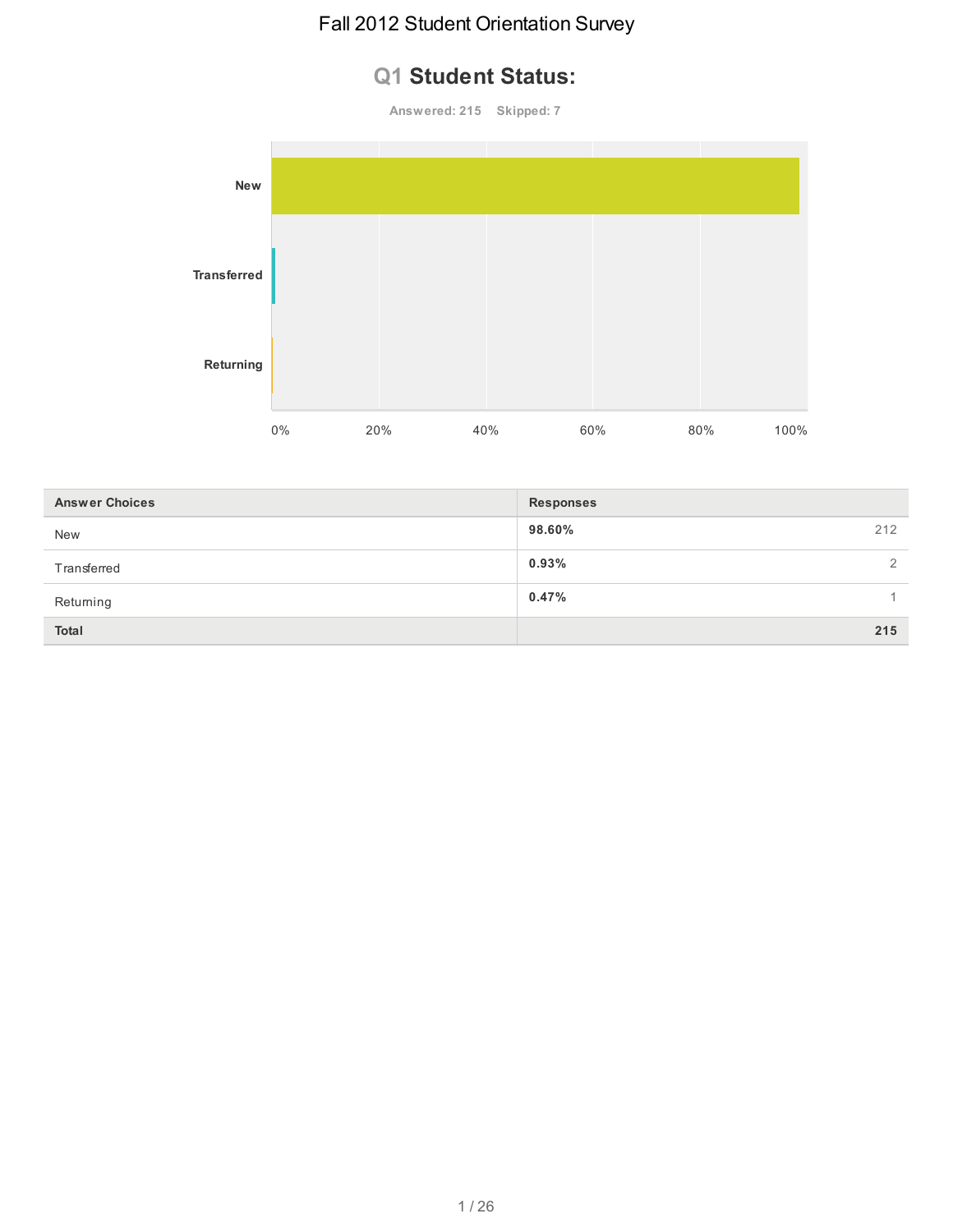# Fall 2012 Student Orientation Survey

## Q1 Student Status:

Answered: 215 Skipped: 7

| Answer Choices | Responses | |
|---|---|---|
| New | 98.60% | 212 |
| Transferred | 0.93% | 2 |
| Returning | 0.47% | 1 |
| Total | | 215 |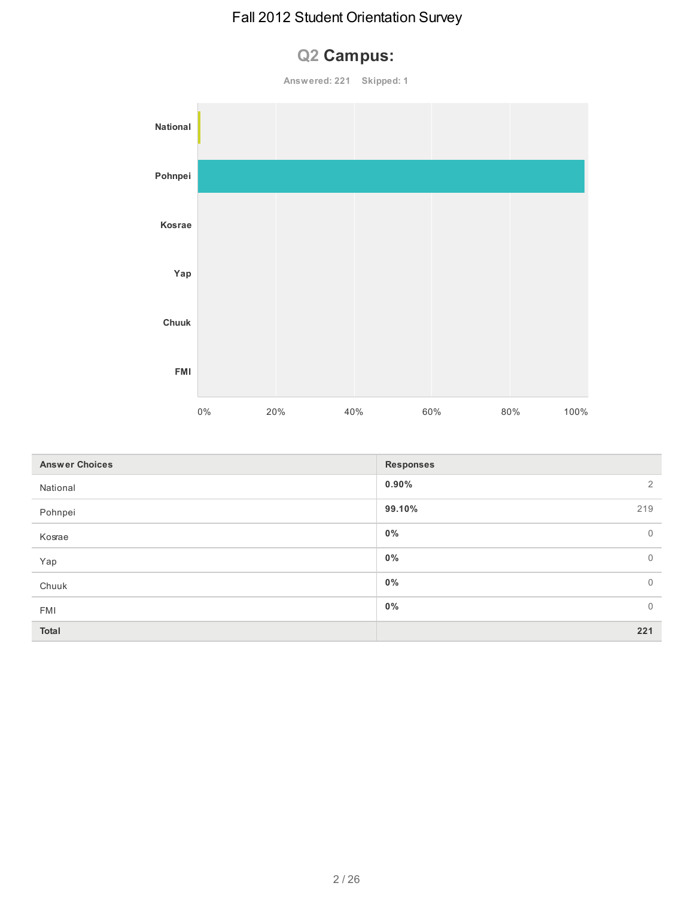# Q2 Campus:

**Answered: 221 Skipped: 1**

| Answer Choices | Responses | |
|---|---|---|
| National | **0.90%** | 2 |
| Pohnpei | **99.10%** | 219 |
| Kosrae | **0%** | 0 |
| Yap | **0%** | 0 |
| Chuuk | **0%** | 0 |
| FMI | **0%** | 0 |
| **Total** | | **221** |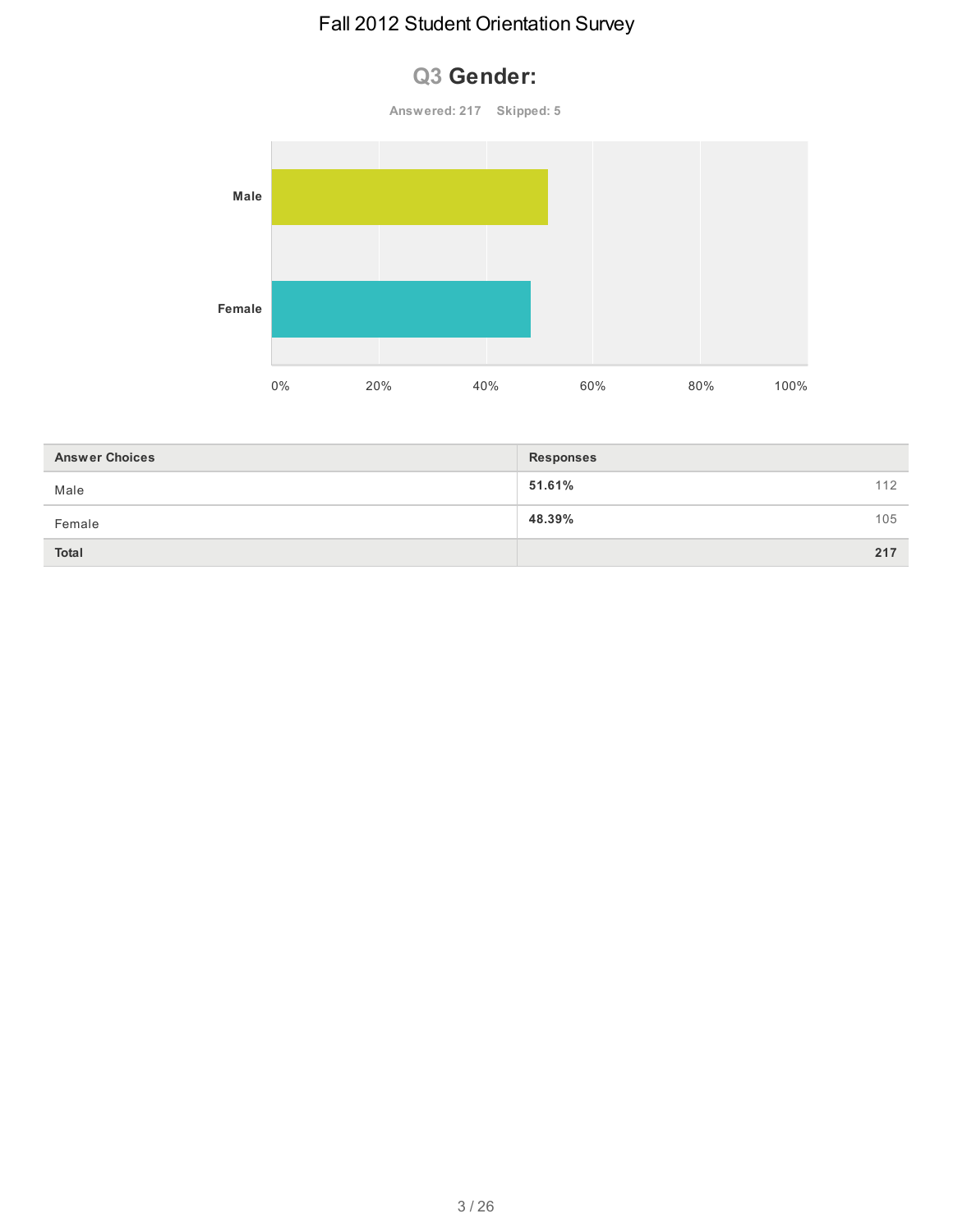# Fall 2012 Student Orientation Survey

## Q3 Gender:

Answered: 217 Skipped: 5

| Answer Choices | Responses | |
|---|---|---|
| Male | **51.61%** | 112 |
| Female | **48.39%** | 105 |
| **Total** | | **217** |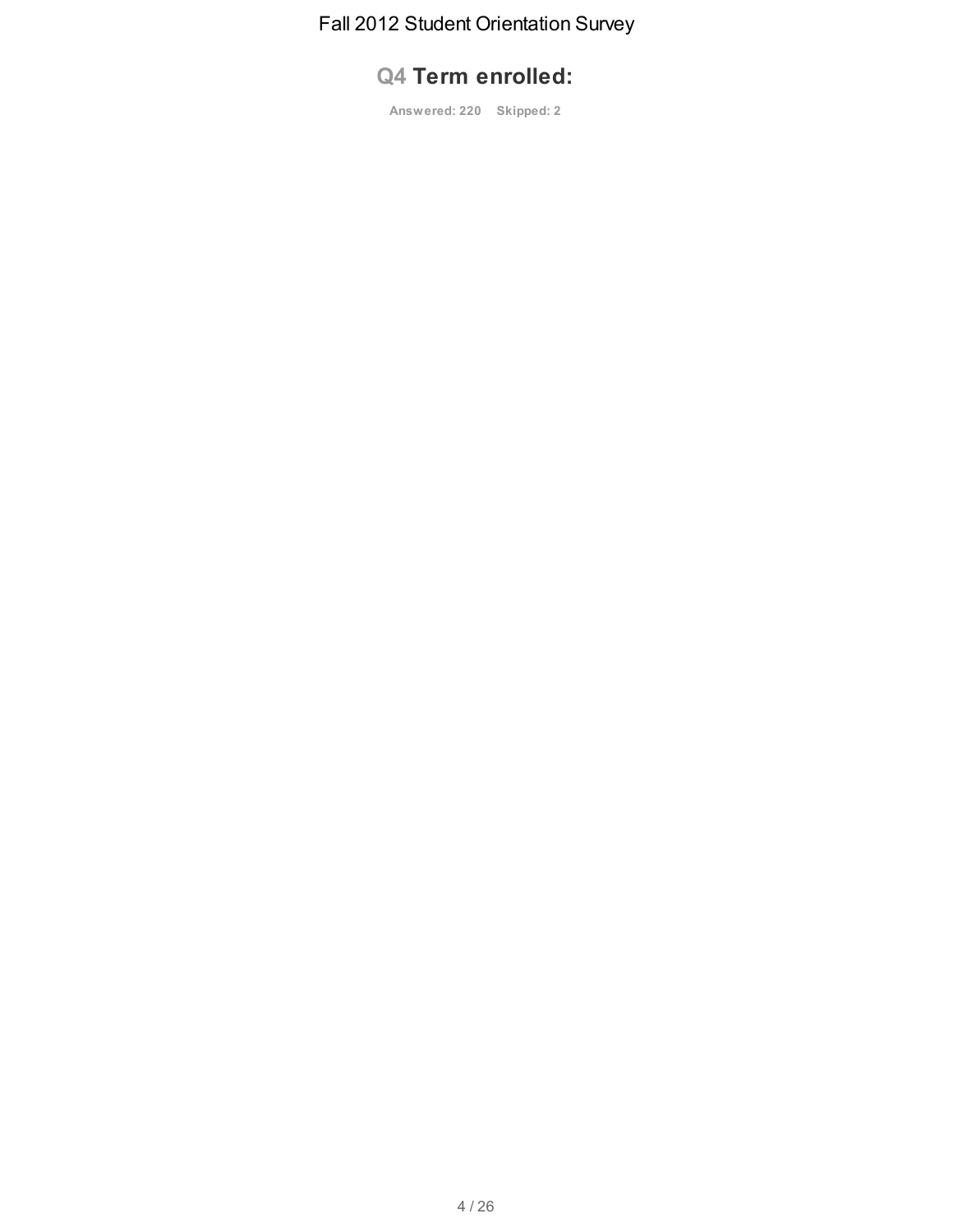## Q4 Term enrolled:

**Answered: 220 Skipped: 2**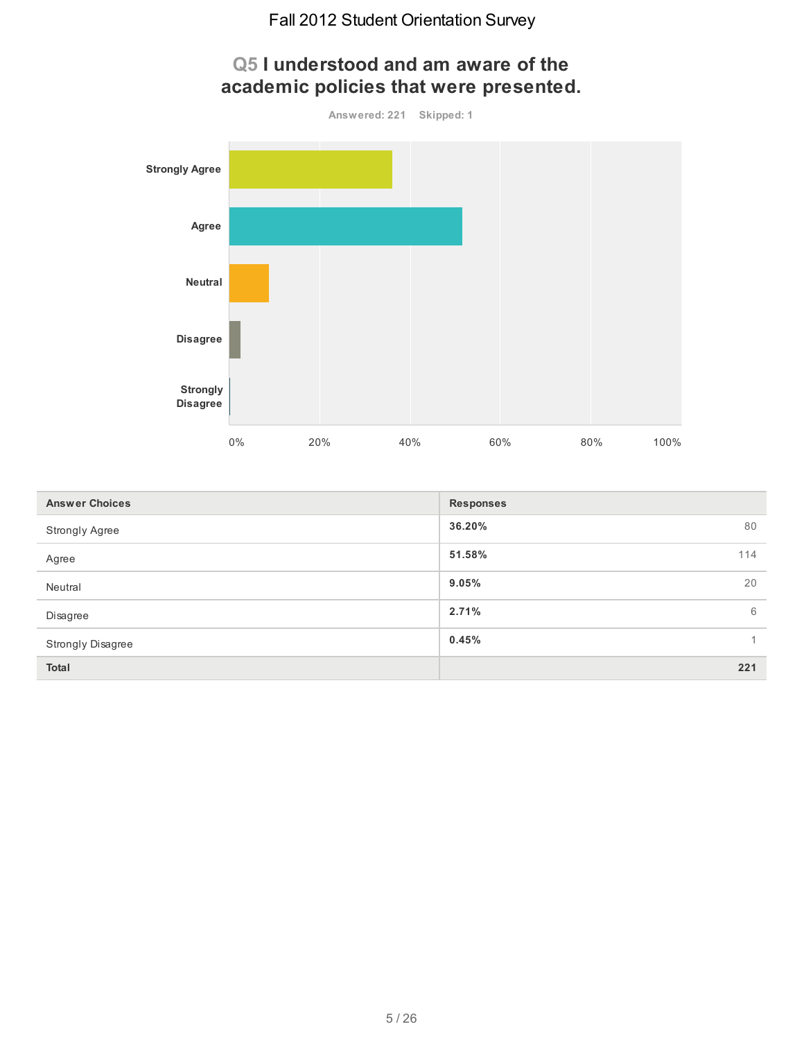# Fall 2012 Student Orientation Survey

## Q5 I understood and am aware of the academic policies that were presented.

Answered: 221 Skipped: 1

| Answer Choices | Responses | |
|---|---|---|
| Strongly Agree | **36.20%** | 80 |
| Agree | **51.58%** | 114 |
| Neutral | **9.05%** | 20 |
| Disagree | **2.71%** | 6 |
| Strongly Disagree | **0.45%** | 1 |
| **Total** | | **221** |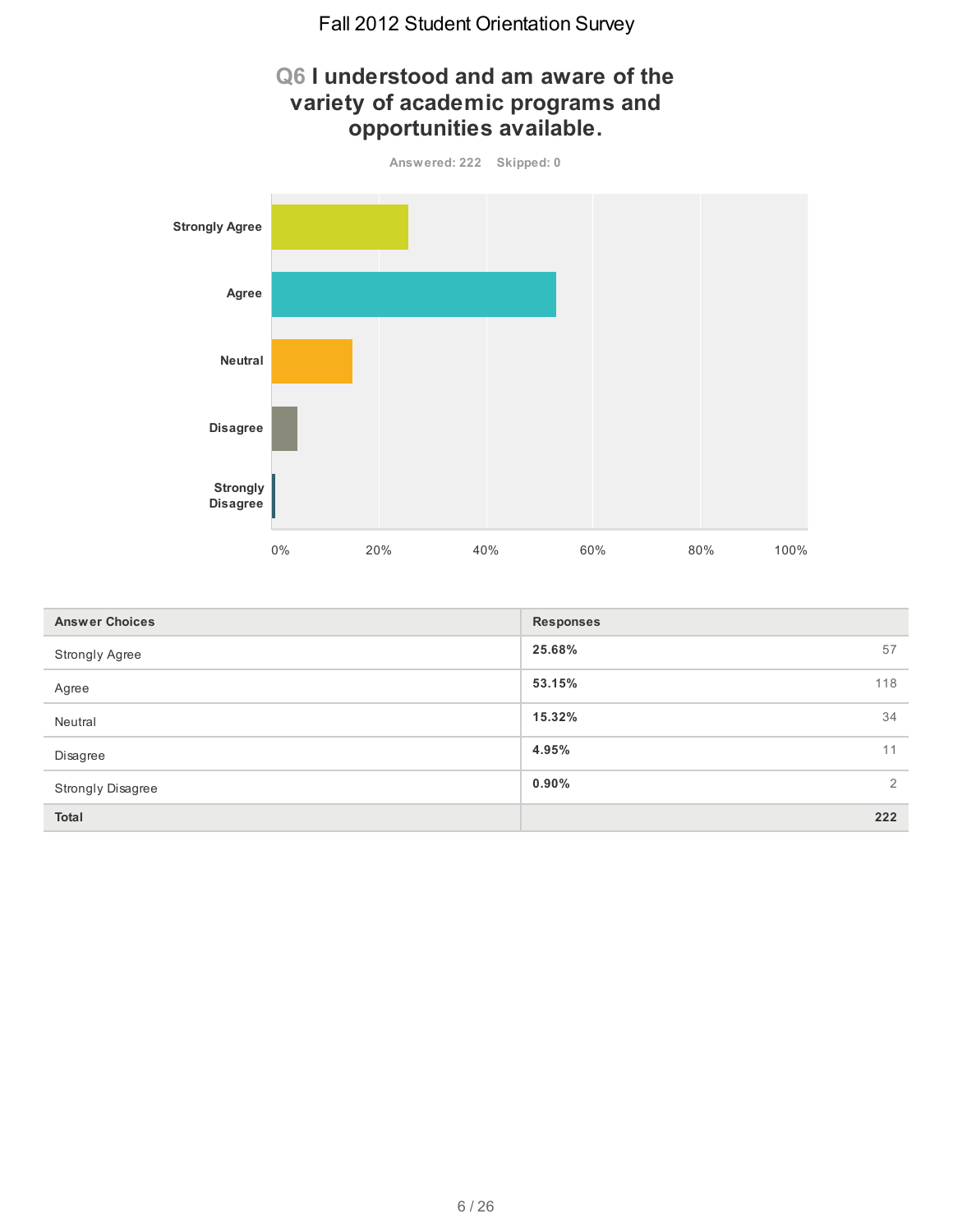# Q6 I understood and am aware of the variety of academic programs and opportunities available.

Answered: 222 Skipped: 0

| Answer Choices | Responses | |
|---|---|---|
| Strongly Agree | **25.68%** | 57 |
| Agree | **53.15%** | 118 |
| Neutral | **15.32%** | 34 |
| Disagree | **4.95%** | 11 |
| Strongly Disagree | **0.90%** | 2 |
| **Total** | | **222** |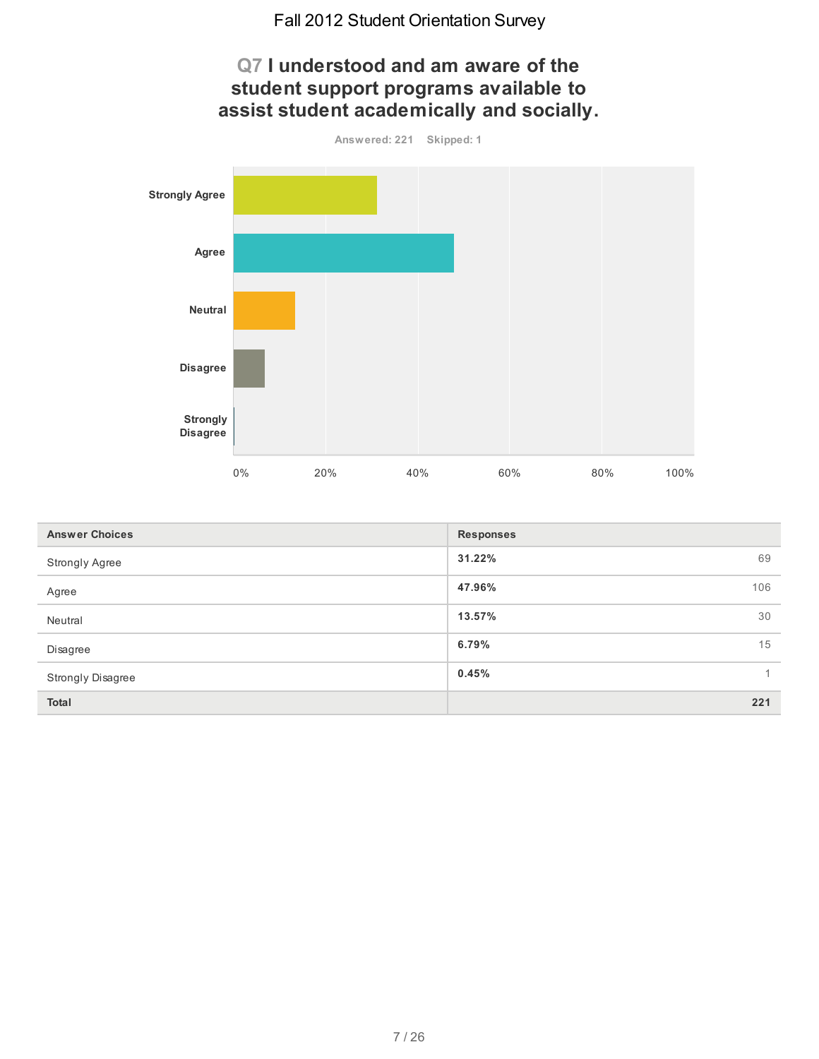# Fall 2012 Student Orientation Survey

## Q7 I understood and am aware of the student support programs available to assist student academically and socially.

Answered: 221 Skipped: 1

| Answer Choices | Responses | |
|---|---|---|
| Strongly Agree | 31.22% | 69 |
| Agree | 47.96% | 106 |
| Neutral | 13.57% | 30 |
| Disagree | 6.79% | 15 |
| Strongly Disagree | 0.45% | 1 |
| **Total** | | **221** |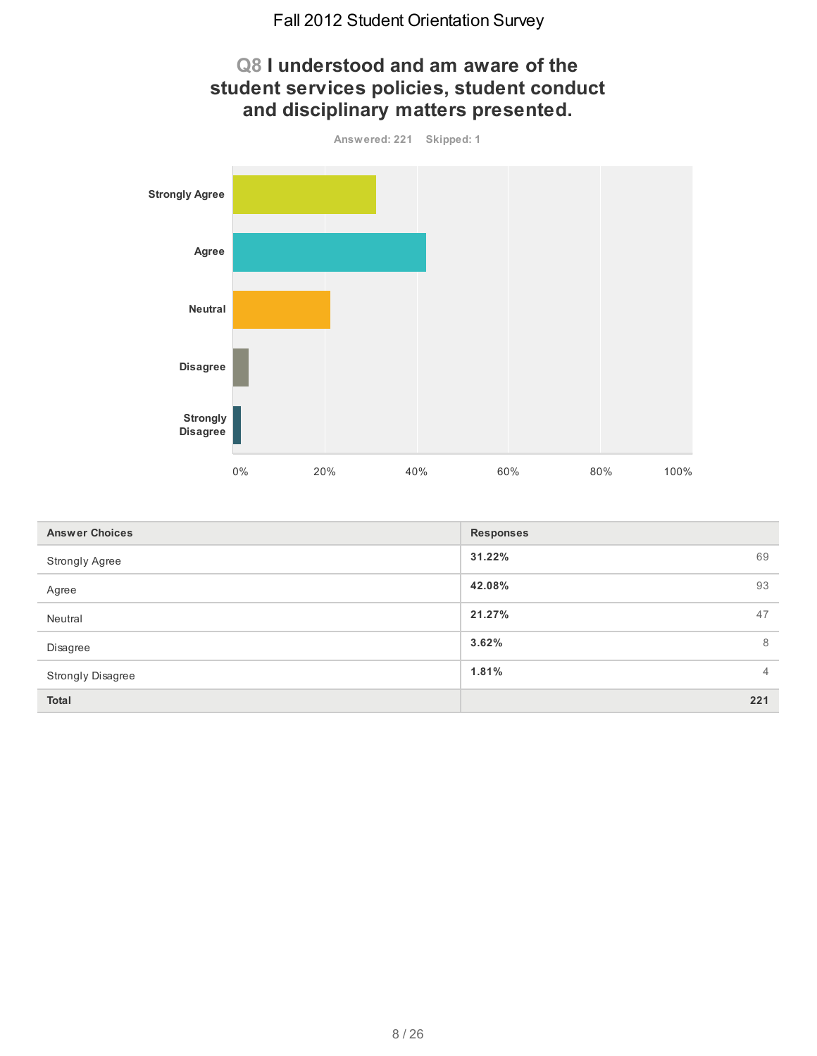Fall 2012 Student Orientation Survey

## Q8 I understood and am aware of the student services policies, student conduct and disciplinary matters presented.

Answered: 221 Skipped: 1

| Answer Choices | Responses | |
|---|---|---|
| Strongly Agree | **31.22%** | 69 |
| Agree | **42.08%** | 93 |
| Neutral | **21.27%** | 47 |
| Disagree | **3.62%** | 8 |
| Strongly Disagree | **1.81%** | 4 |
| **Total** | | **221** |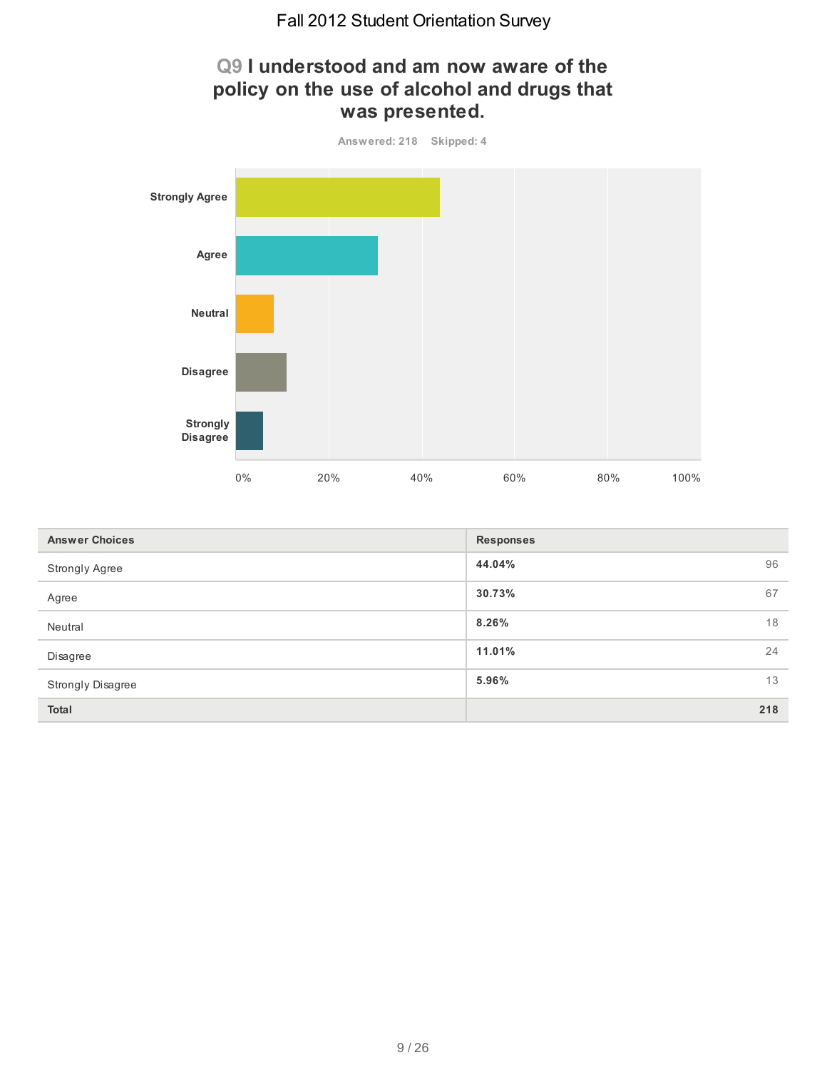# Fall 2012 Student Orientation Survey

## Q9 I understood and am now aware of the policy on the use of alcohol and drugs that was presented.

Answered: 218 Skipped: 4

| Answer Choices | Responses | |
|---|---|---|
| Strongly Agree | **44.04%** | 96 |
| Agree | **30.73%** | 67 |
| Neutral | **8.26%** | 18 |
| Disagree | **11.01%** | 24 |
| Strongly Disagree | **5.96%** | 13 |
| **Total** | | **218** |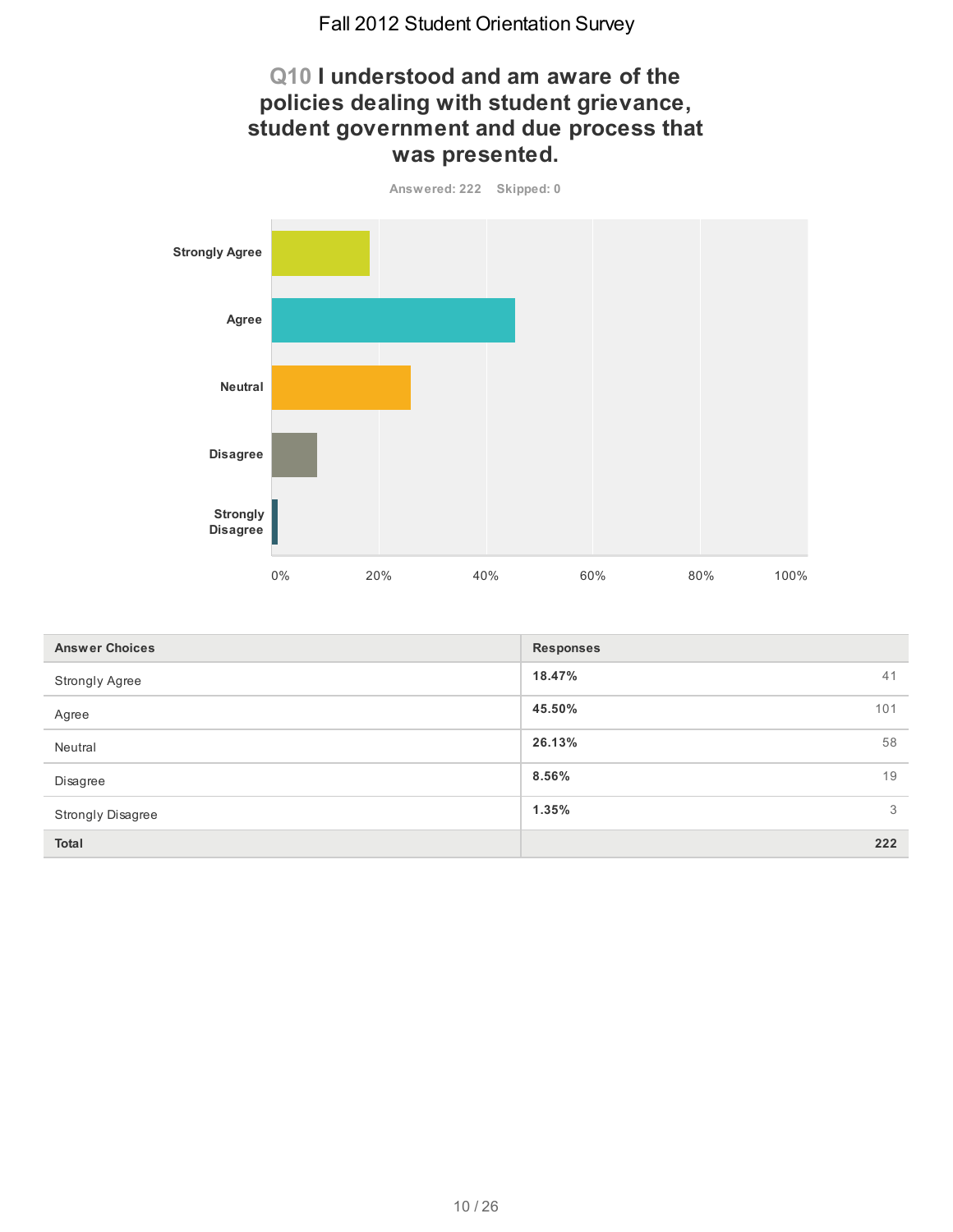## Q10 I understood and am aware of the policies dealing with student grievance, student government and due process that was presented.

Answered: 222 Skipped: 0

| Answer Choices | Responses | |
|---|---|---|
| Strongly Agree | **18.47%** | 41 |
| Agree | **45.50%** | 101 |
| Neutral | **26.13%** | 58 |
| Disagree | **8.56%** | 19 |
| Strongly Disagree | **1.35%** | 3 |
| **Total** | | **222** |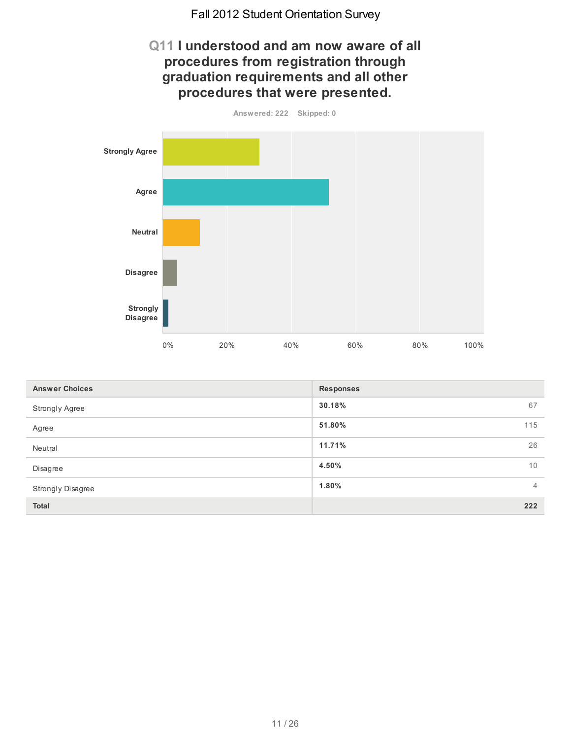# Q11 I understood and am now aware of all procedures from registration through graduation requirements and all other procedures that were presented.

Answered: 222 Skipped: 0

| Answer Choices | Responses | |
|---|---|---|
| Strongly Agree | 30.18% | 67 |
| Agree | 51.80% | 115 |
| Neutral | 11.71% | 26 |
| Disagree | 4.50% | 10 |
| Strongly Disagree | 1.80% | 4 |
| **Total** | | **222** |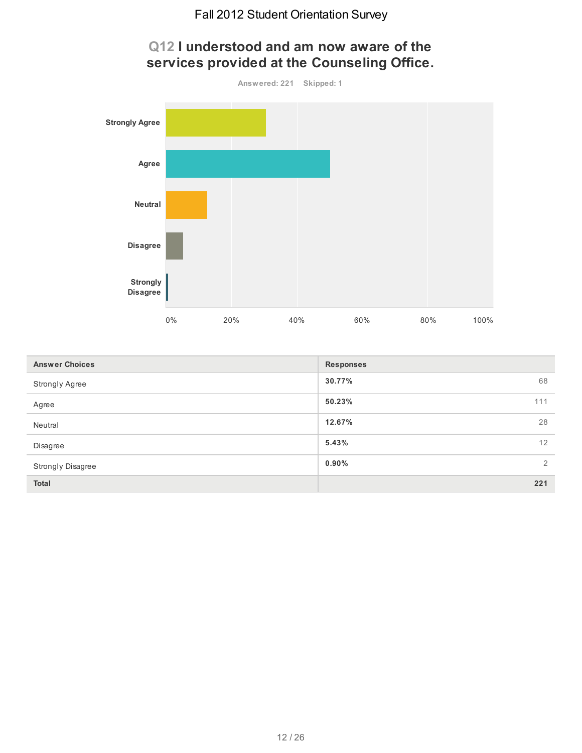# Fall 2012 Student Orientation Survey

## Q12 I understood and am now aware of the services provided at the Counseling Office.

Answered: 221 Skipped: 1

| Answer Choices | Responses | |
|---|---|---|
| Strongly Agree | 30.77% | 68 |
| Agree | 50.23% | 111 |
| Neutral | 12.67% | 28 |
| Disagree | 5.43% | 12 |
| Strongly Disagree | 0.90% | 2 |
| **Total** | | **221** |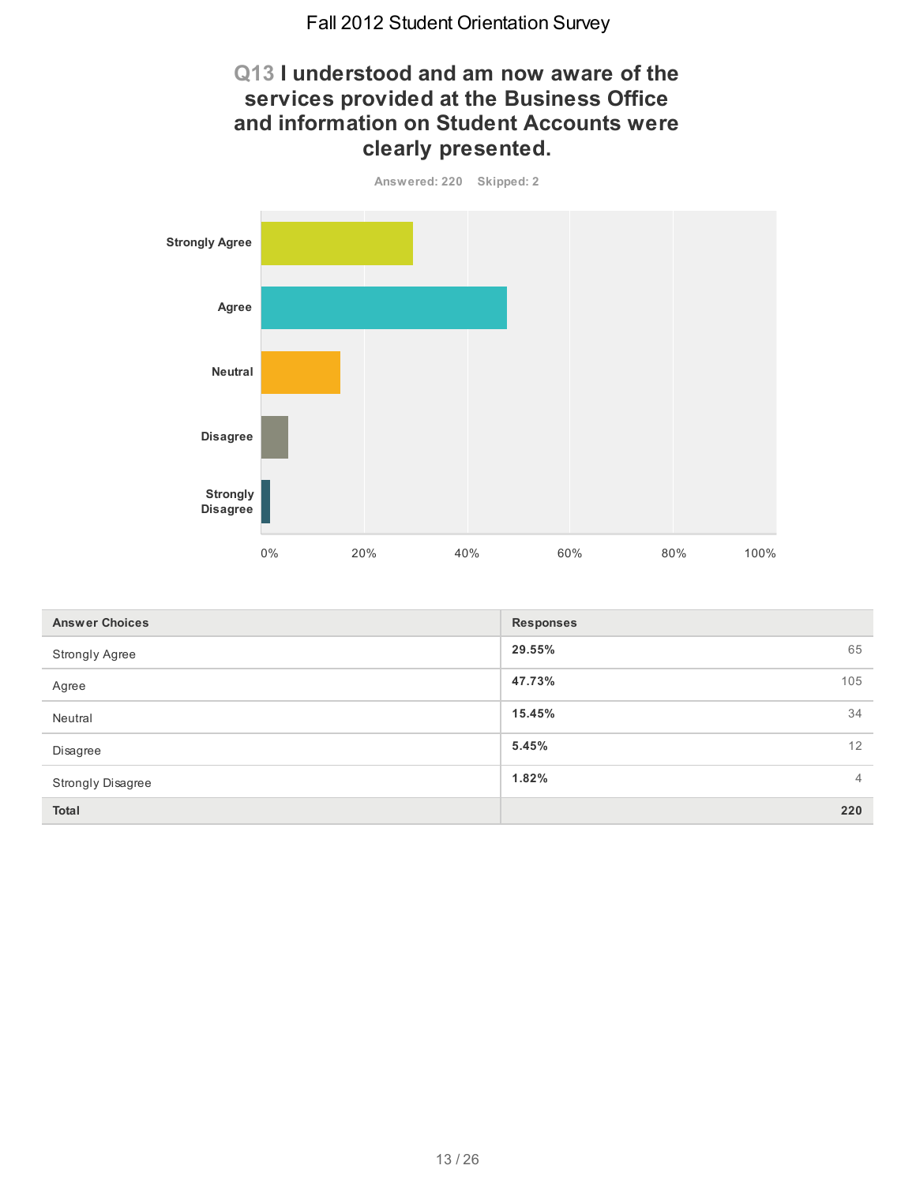Fall 2012 Student Orientation Survey

## Q13 I understood and am now aware of the services provided at the Business Office and information on Student Accounts were clearly presented.

Answered: 220 Skipped: 2

Strongly Agree

Agree

Neutral

Disagree

Strongly Disagree

0% 20% 40% 60% 80% 100%

| Answer Choices | Responses | |
|---|---|---|
| Strongly Agree | **29.55%** | 65 |
| Agree | **47.73%** | 105 |
| Neutral | **15.45%** | 34 |
| Disagree | **5.45%** | 12 |
| Strongly Disagree | **1.82%** | 4 |
| **Total** | | **220** |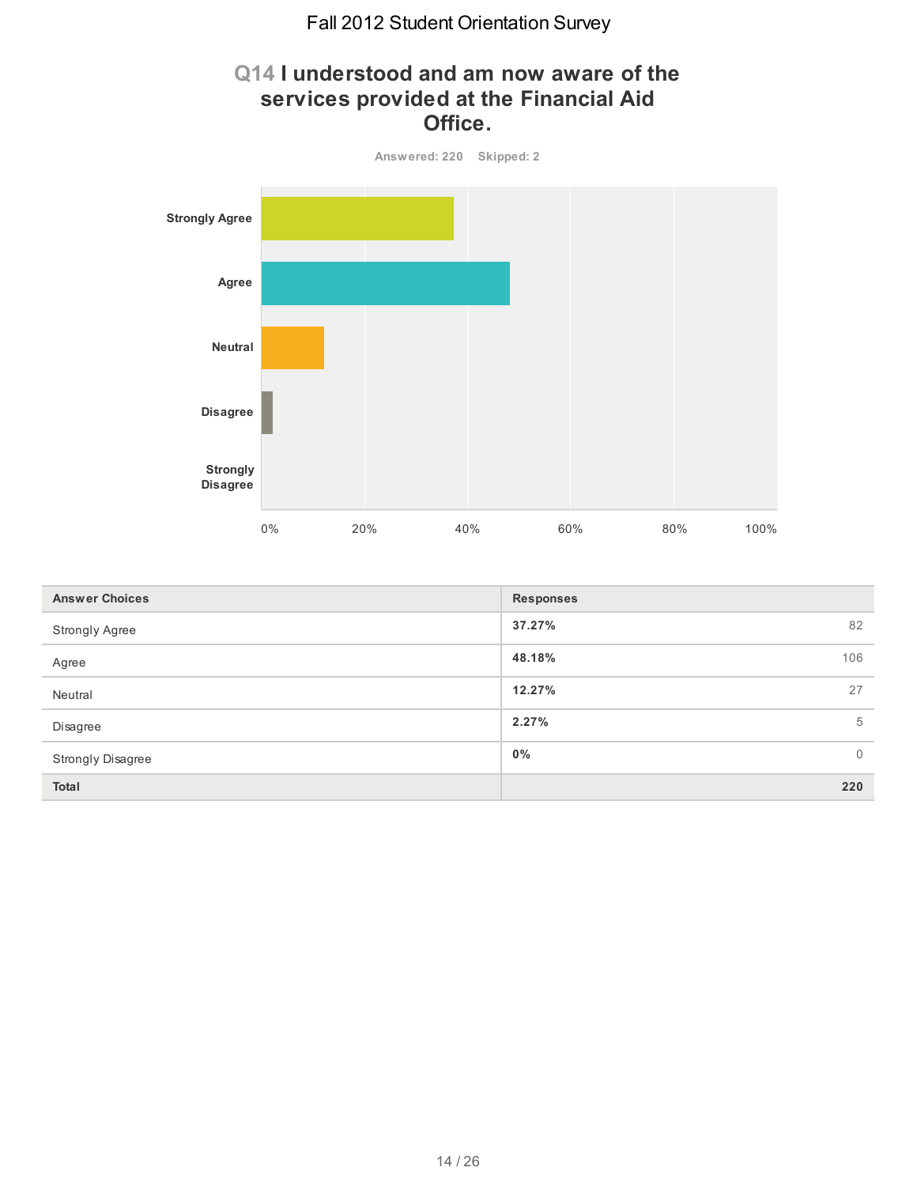# Q14 I understood and am now aware of the services provided at the Financial Aid Office.

Answered: 220 Skipped: 2

| Answer Choices | Responses | |
|---|---|---|
| Strongly Agree | 37.27% | 82 |
| Agree | 48.18% | 106 |
| Neutral | 12.27% | 27 |
| Disagree | 2.27% | 5 |
| Strongly Disagree | 0% | 0 |
| **Total** | | **220** |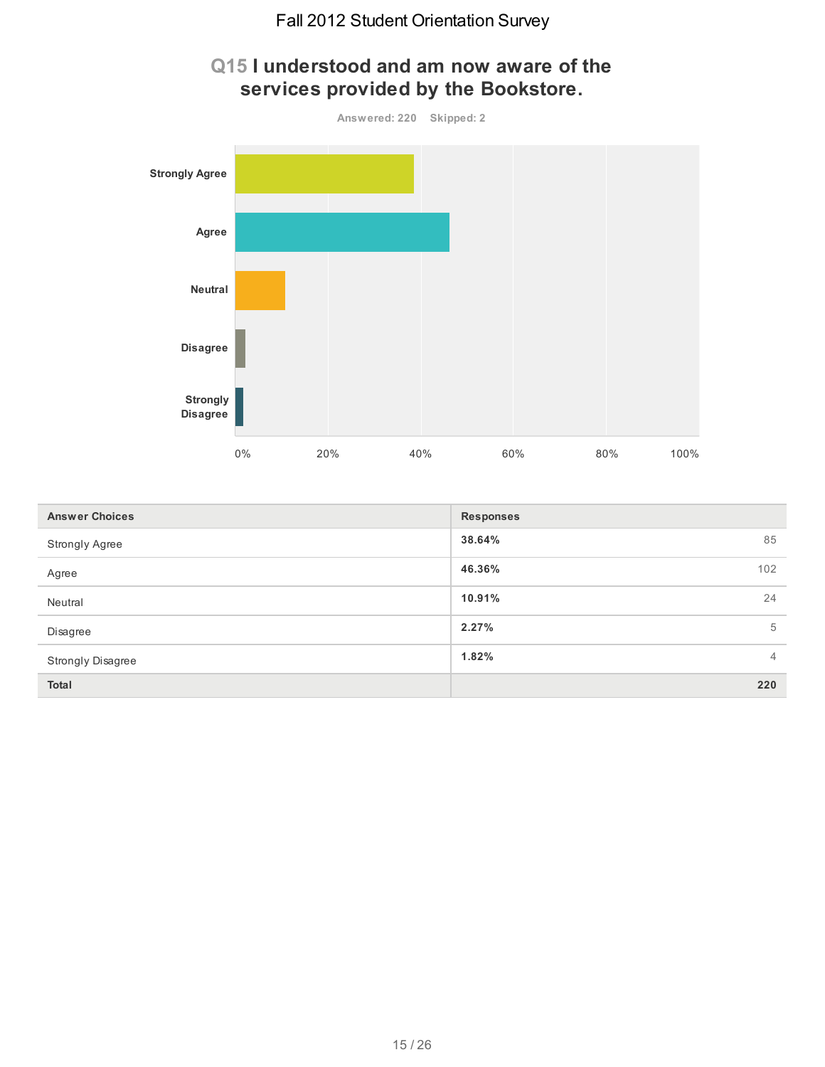# Fall 2012 Student Orientation Survey

## Q15 I understood and am now aware of the services provided by the Bookstore.

Answered: 220 Skipped: 2

| Answer Choices | Responses | |
|---|---|---|
| Strongly Agree | 38.64% | 85 |
| Agree | 46.36% | 102 |
| Neutral | 10.91% | 24 |
| Disagree | 2.27% | 5 |
| Strongly Disagree | 1.82% | 4 |
| **Total** | | **220** |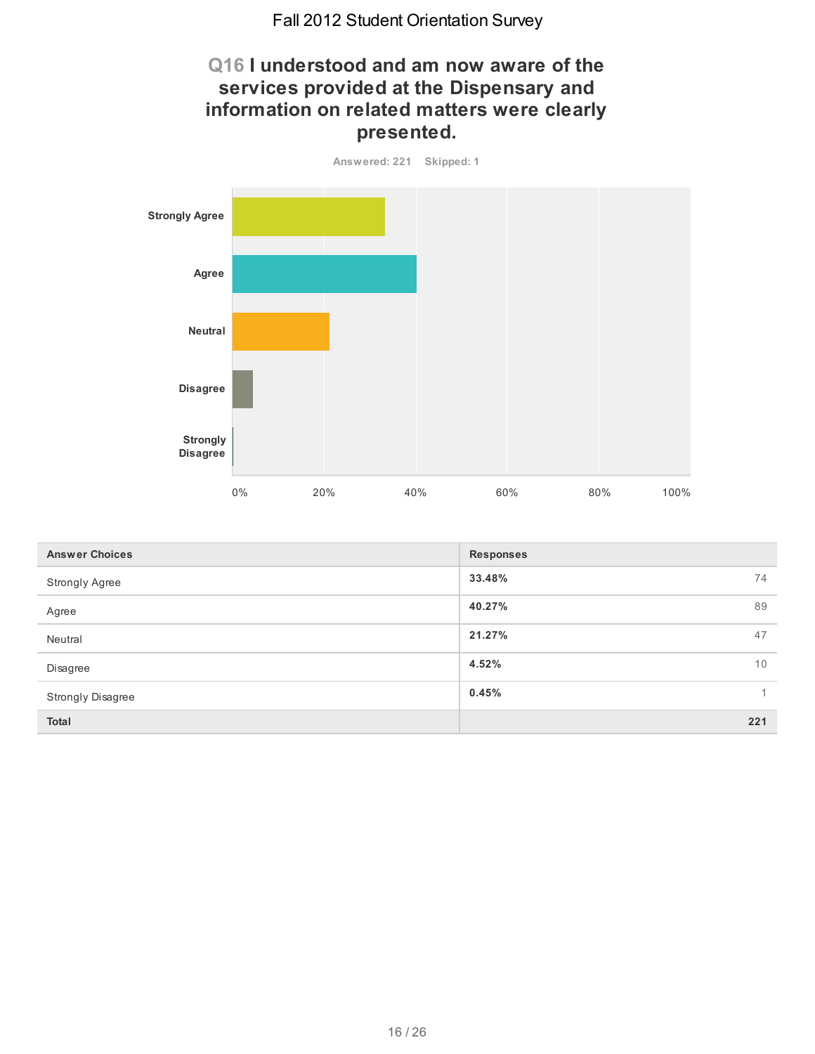# Fall 2012 Student Orientation Survey

## Q16 I understood and am now aware of the services provided at the Dispensary and information on related matters were clearly presented.

Answered: 221 Skipped: 1

| Answer Choices | Responses | |
|---|---|---|
| Strongly Agree | **33.48%** | 74 |
| Agree | **40.27%** | 89 |
| Neutral | **21.27%** | 47 |
| Disagree | **4.52%** | 10 |
| Strongly Disagree | **0.45%** | 1 |
| **Total** | | **221** |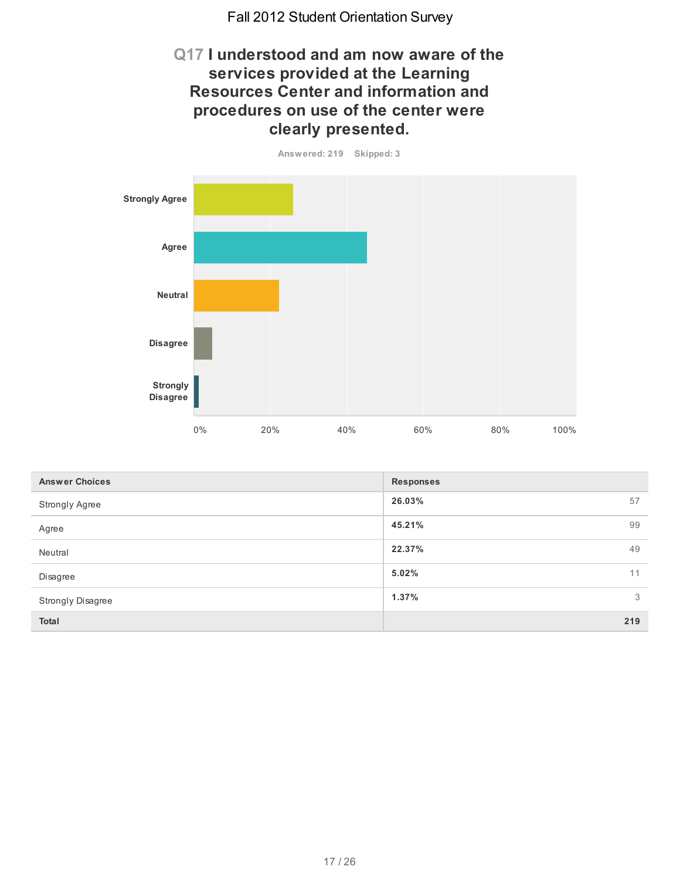# Fall 2012 Student Orientation Survey

## Q17 I understood and am now aware of the services provided at the Learning Resources Center and information and procedures on use of the center were clearly presented.

Answered: 219 Skipped: 3

| Answer Choices | Responses | |
|---|---|---|
| Strongly Agree | 26.03% | 57 |
| Agree | 45.21% | 99 |
| Neutral | 22.37% | 49 |
| Disagree | 5.02% | 11 |
| Strongly Disagree | 1.37% | 3 |
| **Total** | | **219** |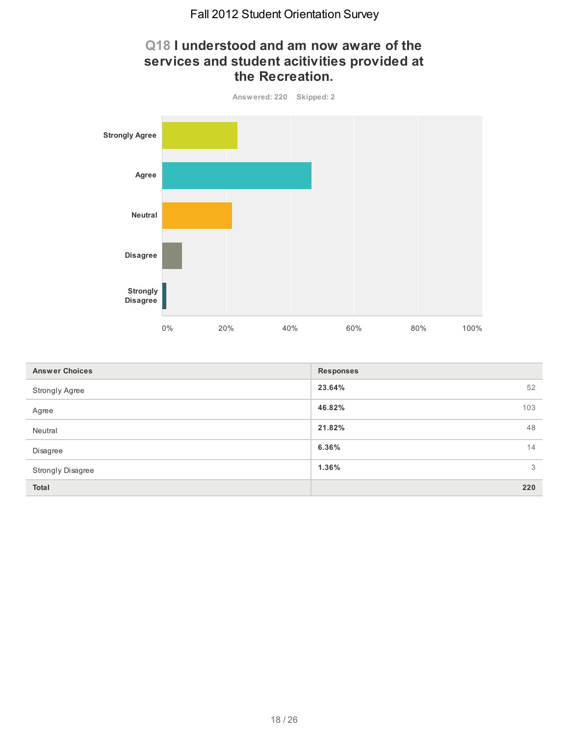Fall 2012 Student Orientation Survey

## Q18 I understood and am now aware of the services and student acitivities provided at the Recreation.

Answered: 220 Skipped: 2

| Answer Choices | Responses | |
|---|---|---|
| Strongly Agree | 23.64% | 52 |
| Agree | 46.82% | 103 |
| Neutral | 21.82% | 48 |
| Disagree | 6.36% | 14 |
| Strongly Disagree | 1.36% | 3 |
| **Total** | | **220** |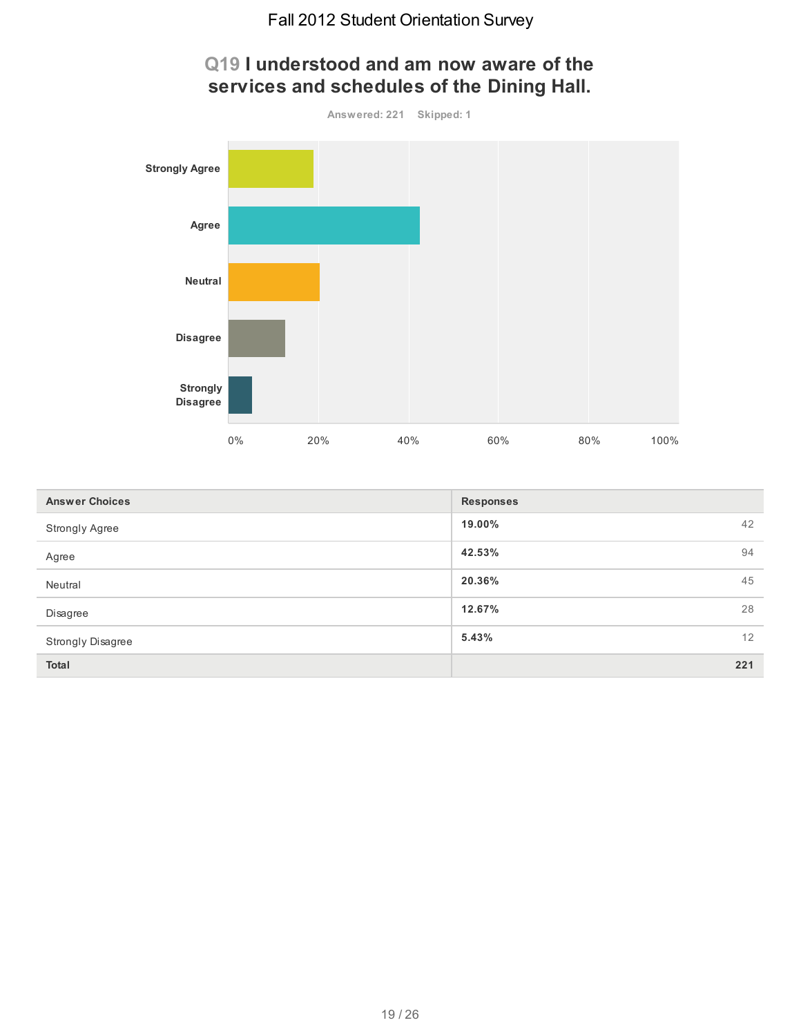Fall 2012 Student Orientation Survey

## Q19 I understood and am now aware of the services and schedules of the Dining Hall.

Answered: 221 Skipped: 1

| Answer Choices | Responses | |
|---|---|---|
| Strongly Agree | **19.00%** | 42 |
| Agree | **42.53%** | 94 |
| Neutral | **20.36%** | 45 |
| Disagree | **12.67%** | 28 |
| Strongly Disagree | **5.43%** | 12 |
| **Total** | | **221** |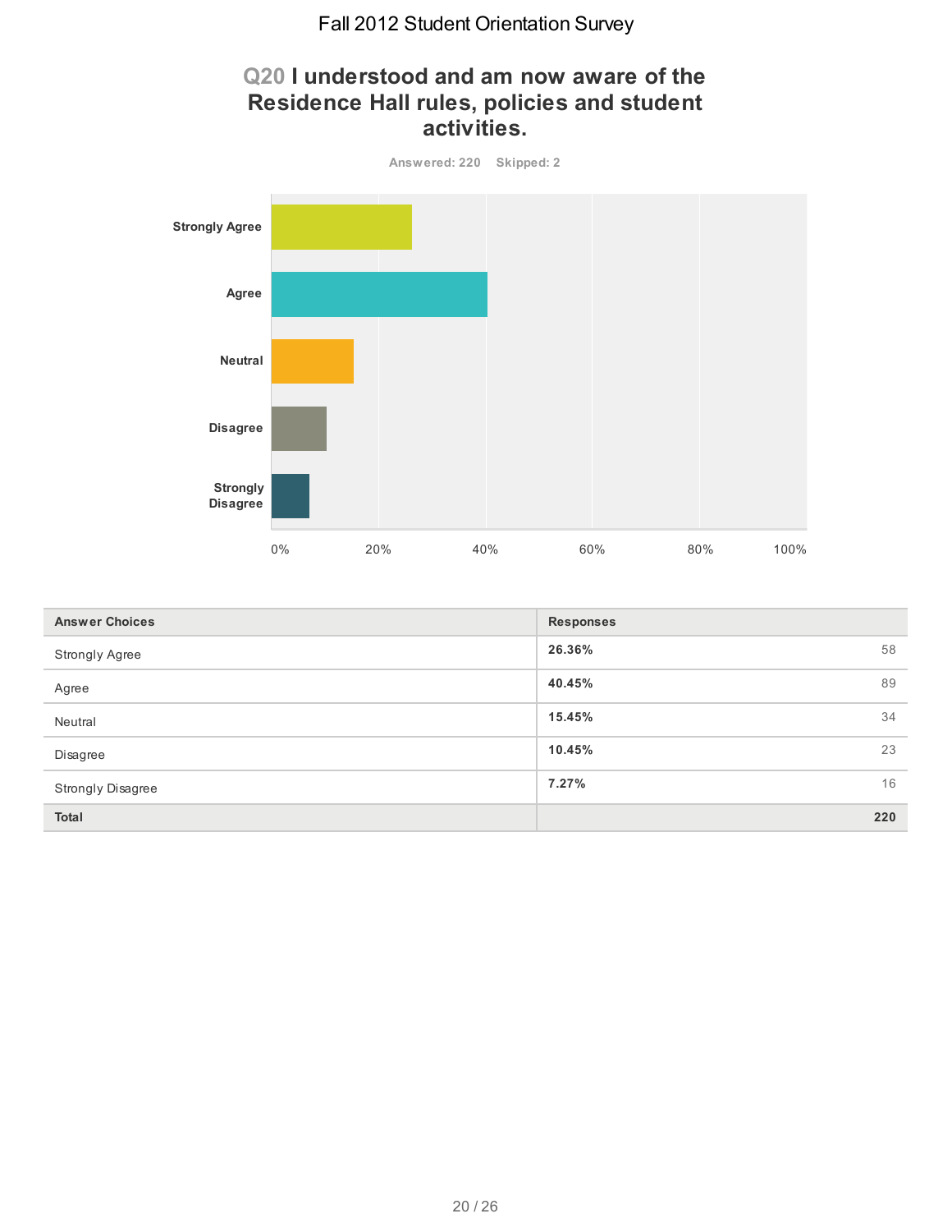Fall 2012 Student Orientation Survey

## Q20 I understood and am now aware of the Residence Hall rules, policies and student activities.

Answered: 220 Skipped: 2

| Answer Choices | Responses | |
|---|---|---|
| Strongly Agree | 26.36% | 58 |
| Agree | 40.45% | 89 |
| Neutral | 15.45% | 34 |
| Disagree | 10.45% | 23 |
| Strongly Disagree | 7.27% | 16 |
| **Total** | | **220** |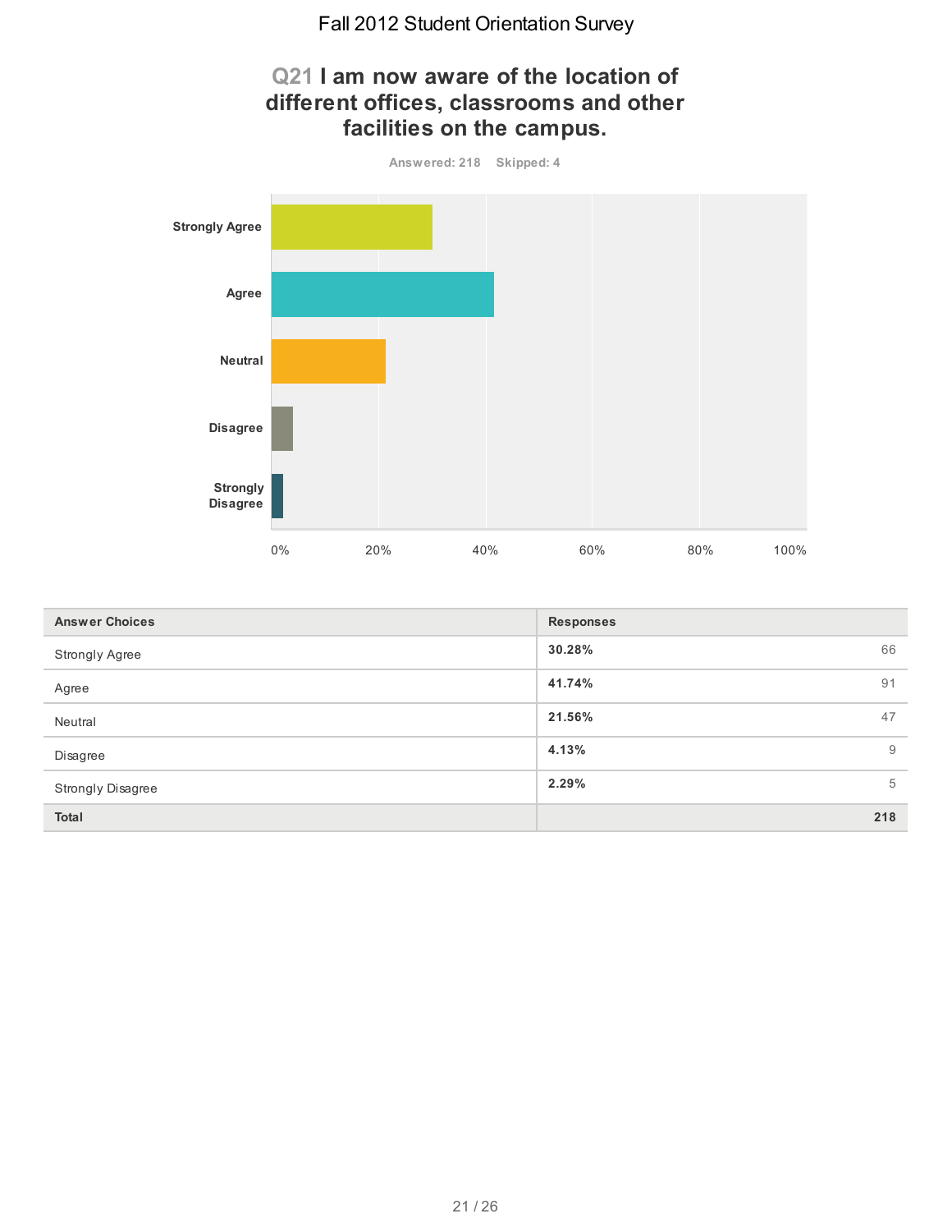Fall 2012 Student Orientation Survey

## Q21 I am now aware of the location of different offices, classrooms and other facilities on the campus.

Answered: 218 Skipped: 4

| Answer Choices | Responses | |
|---|---|---|
| Strongly Agree | 30.28% | 66 |
| Agree | 41.74% | 91 |
| Neutral | 21.56% | 47 |
| Disagree | 4.13% | 9 |
| Strongly Disagree | 2.29% | 5 |
| **Total** | | **218** |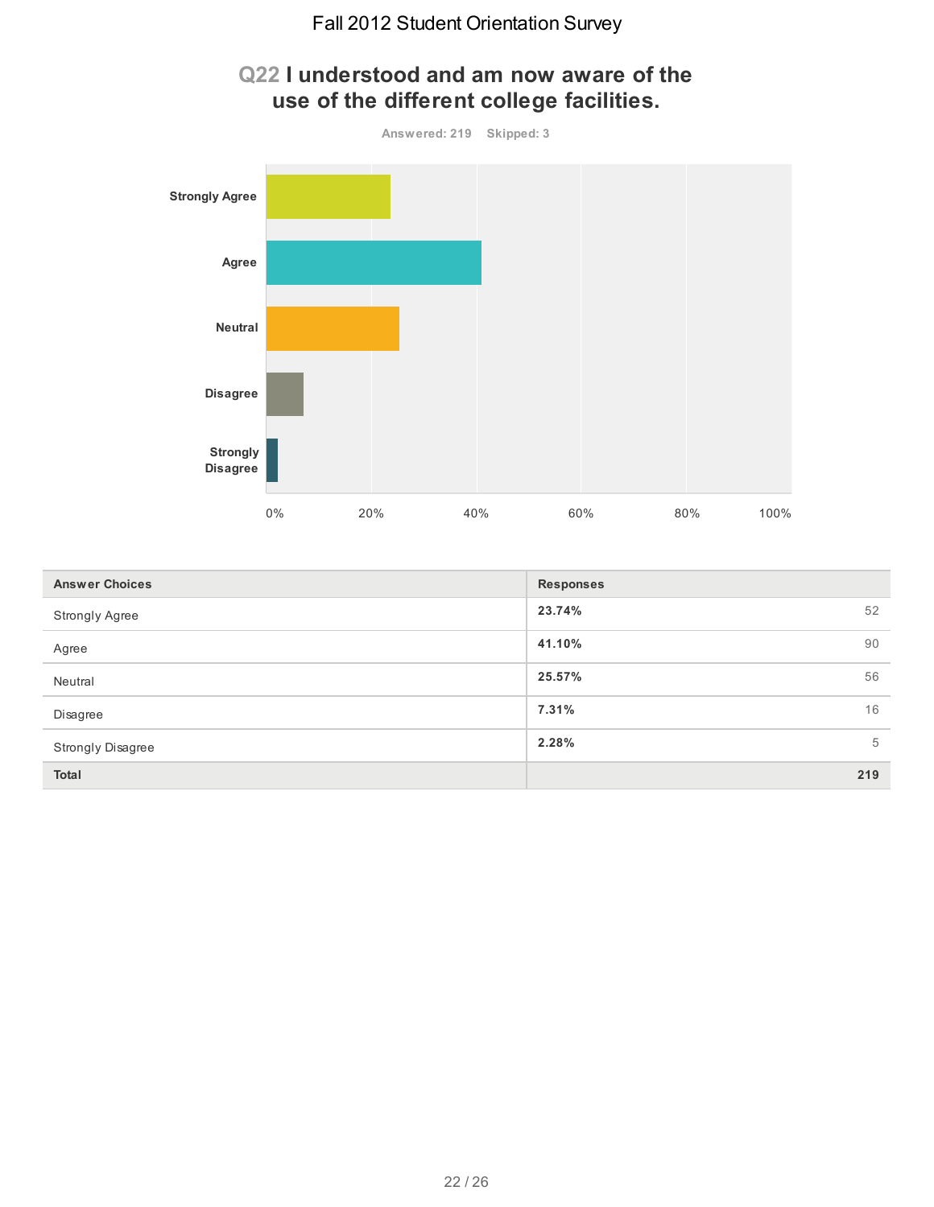# Fall 2012 Student Orientation Survey

## Q22 I understood and am now aware of the use of the different college facilities.

Answered: 219 Skipped: 3

| Answer Choices | Responses | |
|---|---|---|
| Strongly Agree | 23.74% | 52 |
| Agree | 41.10% | 90 |
| Neutral | 25.57% | 56 |
| Disagree | 7.31% | 16 |
| Strongly Disagree | 2.28% | 5 |
| **Total** | | **219** |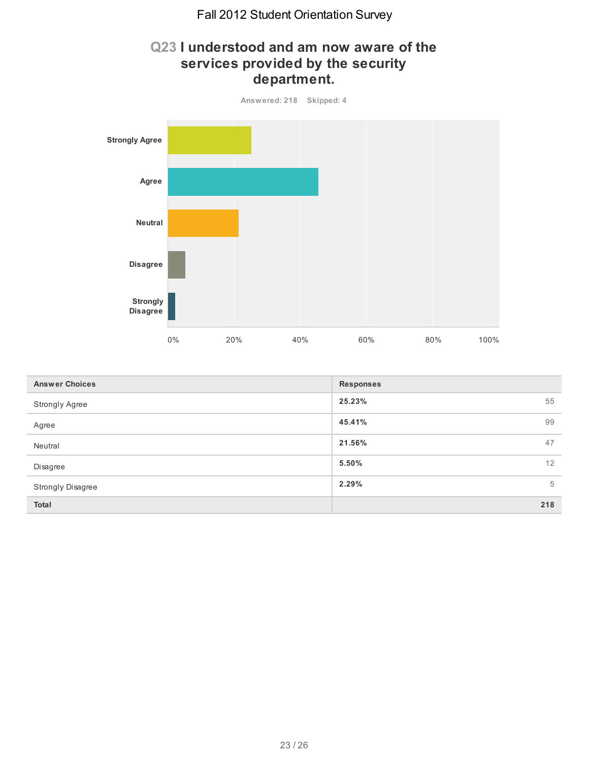# Q23 I understood and am now aware of the services provided by the security department.

Answered: 218 Skipped: 4

| Answer Choices | Responses | |
|---|---|---|
| Strongly Agree | 25.23% | 55 |
| Agree | 45.41% | 99 |
| Neutral | 21.56% | 47 |
| Disagree | 5.50% | 12 |
| Strongly Disagree | 2.29% | 5 |
| **Total** | | **218** |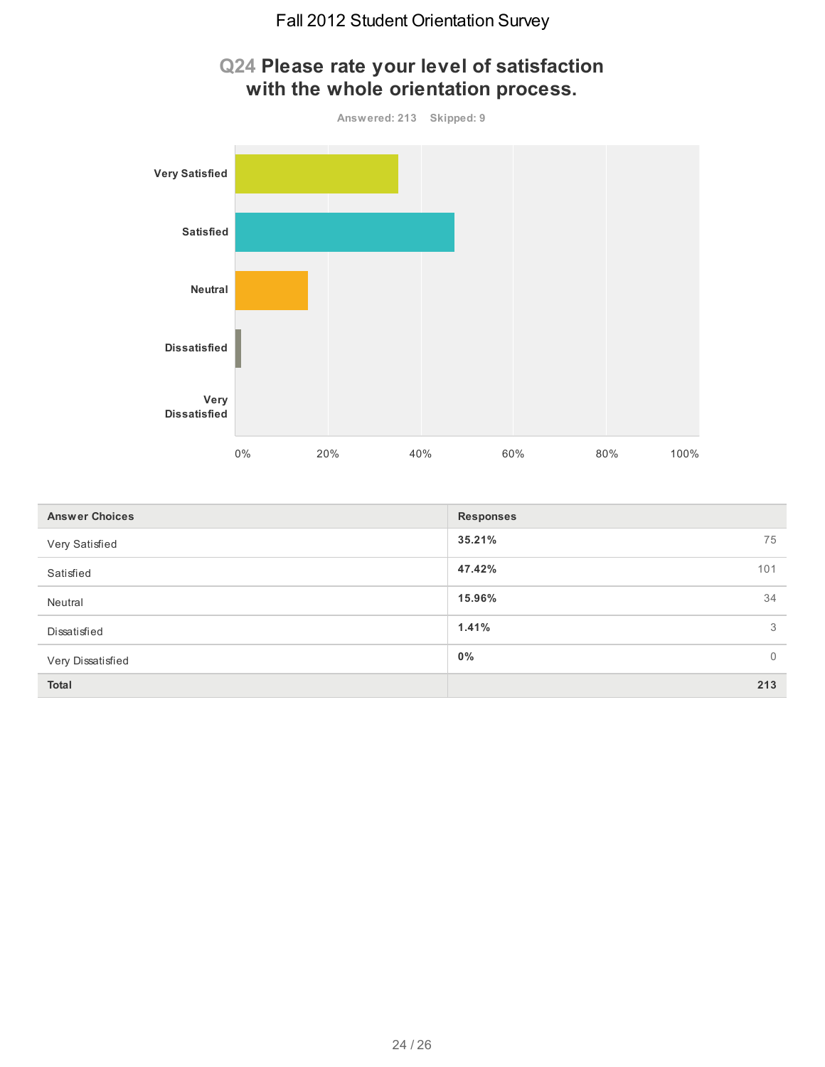# Fall 2012 Student Orientation Survey

## Q24 Please rate your level of satisfaction with the whole orientation process.

Answered: 213 Skipped: 9

| Answer Choices | Responses | |
|---|---|---|
| Very Satisfied | 35.21% | 75 |
| Satisfied | 47.42% | 101 |
| Neutral | 15.96% | 34 |
| Dissatisfied | 1.41% | 3 |
| Very Dissatisfied | 0% | 0 |
| **Total** | | **213** |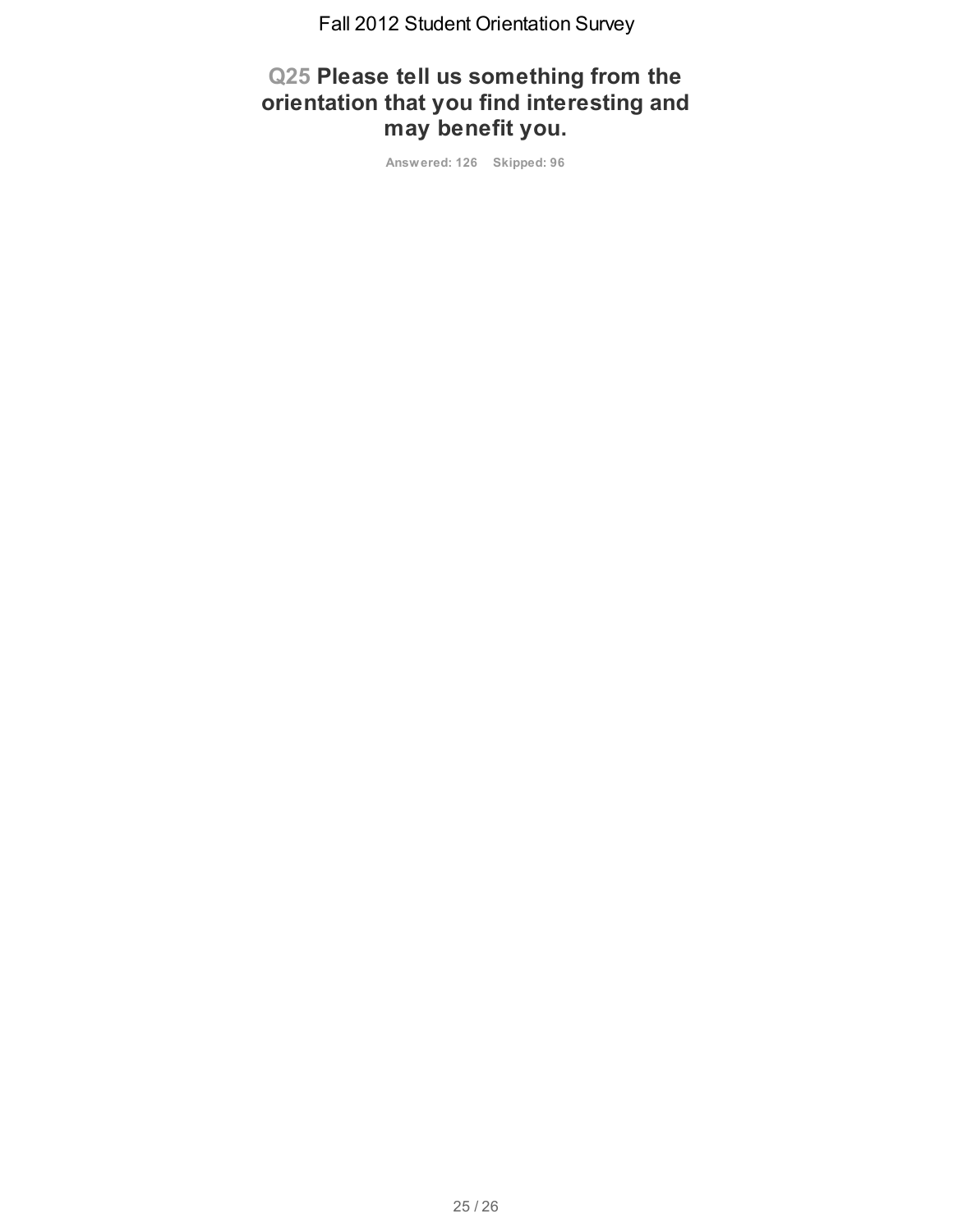## Q25 Please tell us something from the orientation that you find interesting and may benefit you.

**Answered: 126 Skipped: 96**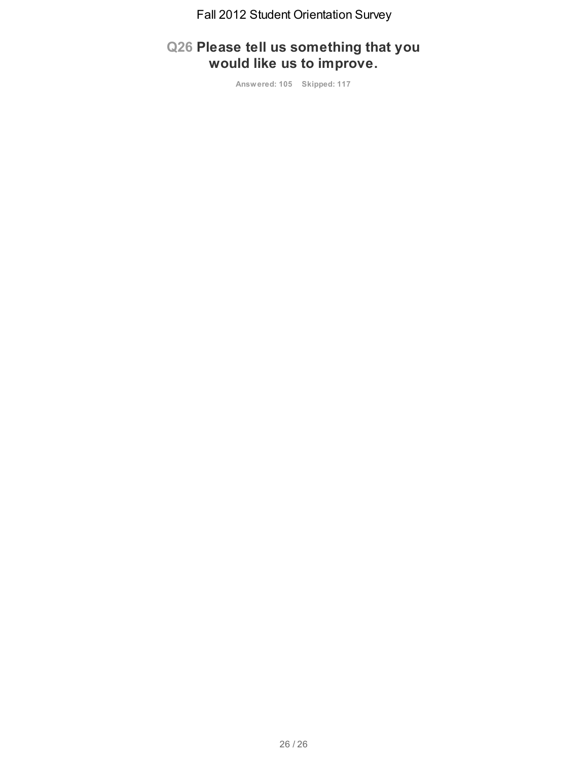## Q26 Please tell us something that you would like us to improve.

Answered: 105 Skipped: 117